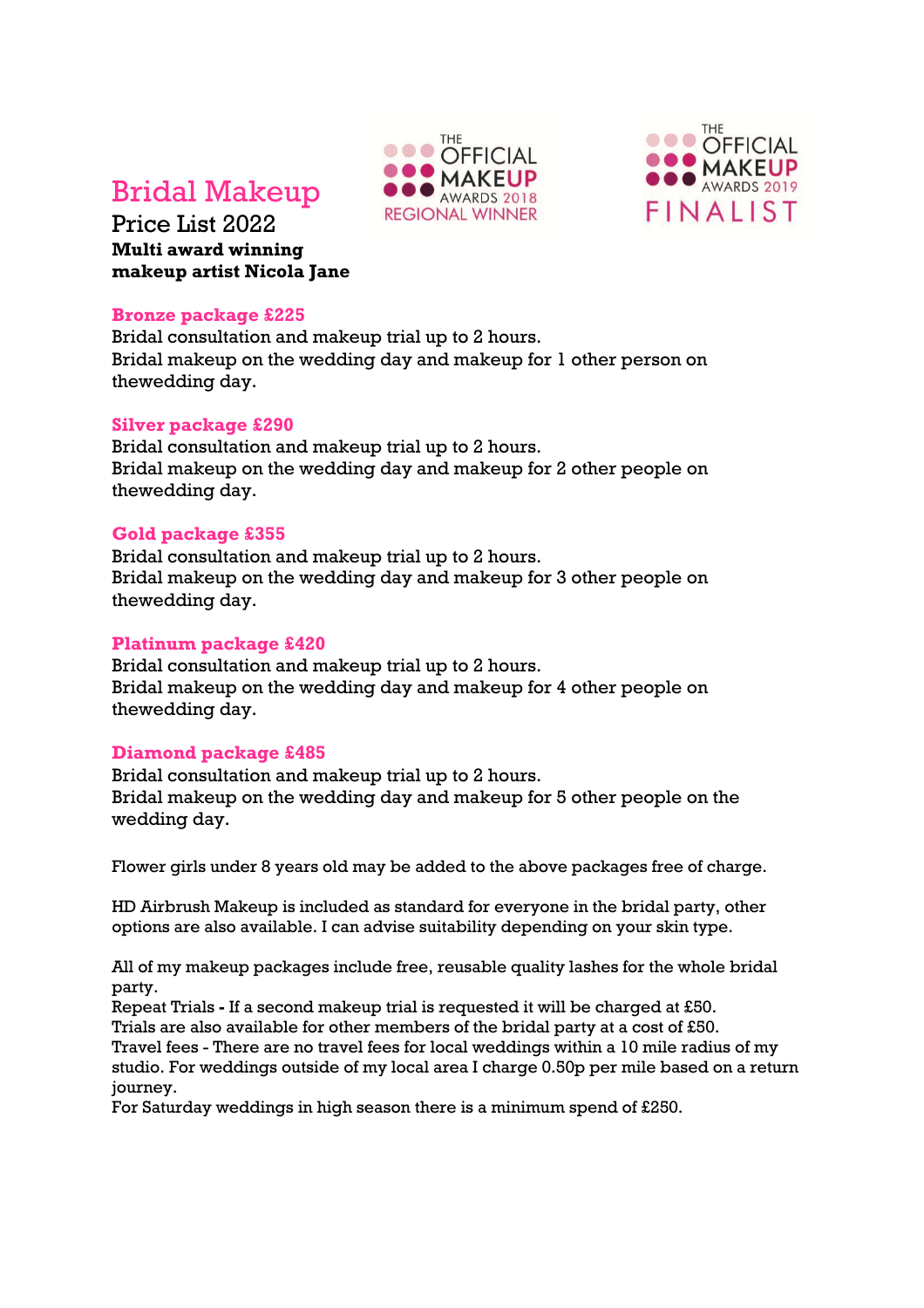# Bridal Makeup

## Price List 2022

**Multi award winning makeup artist Nicola Jane**

THE OFFICIAL MAKEUP AWARDS 2018 REGIONAL WINNER

THE OFFICIAL MAKEUP AWARDS 2019 FINALIST

### Bronze package £225

Bridal consultation and makeup trial up to 2 hours.
Bridal makeup on the wedding day and makeup for 1 other person on thewedding day.

### Silver package £290

Bridal consultation and makeup trial up to 2 hours.
Bridal makeup on the wedding day and makeup for 2 other people on thewedding day.

### Gold package £355

Bridal consultation and makeup trial up to 2 hours.
Bridal makeup on the wedding day and makeup for 3 other people on thewedding day.

### Platinum package £420

Bridal consultation and makeup trial up to 2 hours.
Bridal makeup on the wedding day and makeup for 4 other people on thewedding day.

### Diamond package £485

Bridal consultation and makeup trial up to 2 hours.
Bridal makeup on the wedding day and makeup for 5 other people on the wedding day.

Flower girls under 8 years old may be added to the above packages free of charge.

HD Airbrush Makeup is included as standard for everyone in the bridal party, other options are also available. I can advise suitability depending on your skin type.

All of my makeup packages include free, reusable quality lashes for the whole bridal party.
Repeat Trials **-** If a second makeup trial is requested it will be charged at £50.
Trials are also available for other members of the bridal party at a cost of £50.
Travel fees - There are no travel fees for local weddings within a 10 mile radius of my studio. For weddings outside of my local area I charge 0.50p per mile based on a return journey.
For Saturday weddings in high season there is a minimum spend of £250.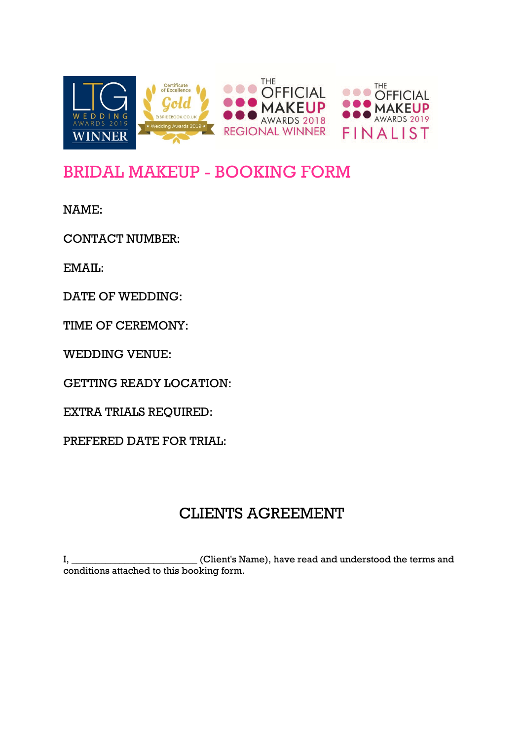# BRIDAL MAKEUP - BOOKING FORM

NAME:

CONTACT NUMBER:

EMAIL:

DATE OF WEDDING:

TIME OF CEREMONY:

WEDDING VENUE:

GETTING READY LOCATION:

EXTRA TRIALS REQUIRED:

PREFERED DATE FOR TRIAL:

## CLIENTS AGREEMENT

I, ________________________ (Client's Name), have read and understood the terms and conditions attached to this booking form.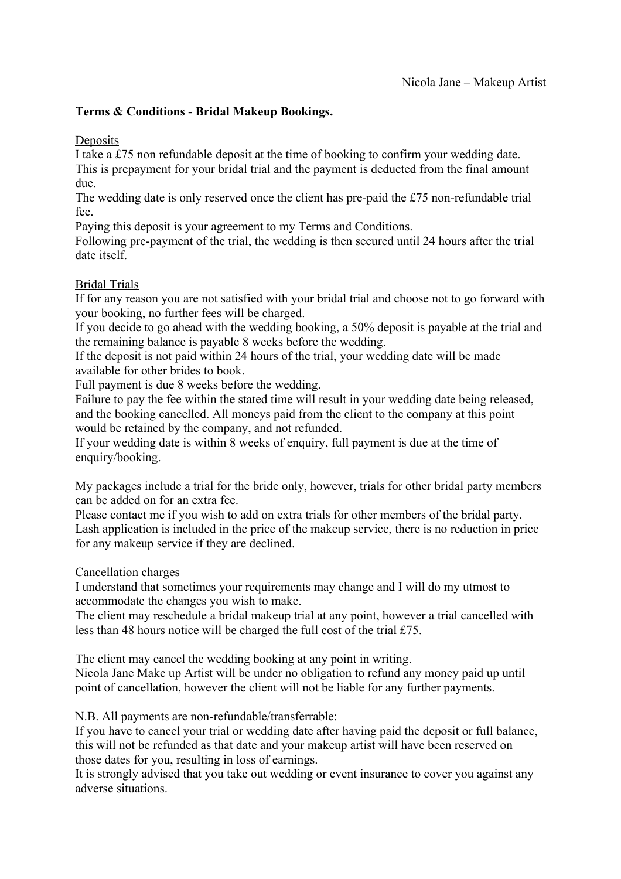Nicola Jane – Makeup Artist

**Terms & Conditions - Bridal Makeup Bookings.**

Deposits

I take a £75 non refundable deposit at the time of booking to confirm your wedding date. This is prepayment for your bridal trial and the payment is deducted from the final amount due.

The wedding date is only reserved once the client has pre-paid the £75 non-refundable trial fee.

Paying this deposit is your agreement to my Terms and Conditions.

Following pre-payment of the trial, the wedding is then secured until 24 hours after the trial date itself.

Bridal Trials

If for any reason you are not satisfied with your bridal trial and choose not to go forward with your booking, no further fees will be charged.

If you decide to go ahead with the wedding booking, a 50% deposit is payable at the trial and the remaining balance is payable 8 weeks before the wedding.

If the deposit is not paid within 24 hours of the trial, your wedding date will be made available for other brides to book.

Full payment is due 8 weeks before the wedding.

Failure to pay the fee within the stated time will result in your wedding date being released, and the booking cancelled. All moneys paid from the client to the company at this point would be retained by the company, and not refunded.

If your wedding date is within 8 weeks of enquiry, full payment is due at the time of enquiry/booking.

My packages include a trial for the bride only, however, trials for other bridal party members can be added on for an extra fee.

Please contact me if you wish to add on extra trials for other members of the bridal party.

Lash application is included in the price of the makeup service, there is no reduction in price for any makeup service if they are declined.

Cancellation charges

I understand that sometimes your requirements may change and I will do my utmost to accommodate the changes you wish to make.

The client may reschedule a bridal makeup trial at any point, however a trial cancelled with less than 48 hours notice will be charged the full cost of the trial £75.

The client may cancel the wedding booking at any point in writing.

Nicola Jane Make up Artist will be under no obligation to refund any money paid up until point of cancellation, however the client will not be liable for any further payments.

N.B. All payments are non-refundable/transferrable:

If you have to cancel your trial or wedding date after having paid the deposit or full balance, this will not be refunded as that date and your makeup artist will have been reserved on those dates for you, resulting in loss of earnings.

It is strongly advised that you take out wedding or event insurance to cover you against any adverse situations.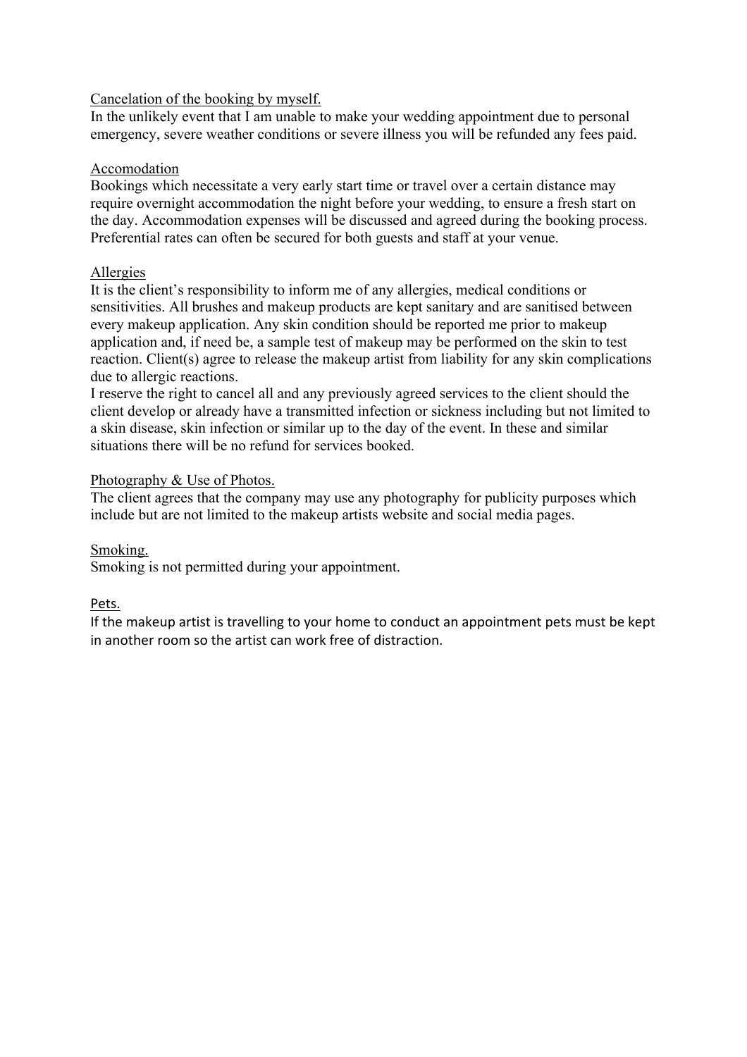Cancelation of the booking by myself.

In the unlikely event that I am unable to make your wedding appointment due to personal emergency, severe weather conditions or severe illness you will be refunded any fees paid.

Accomodation

Bookings which necessitate a very early start time or travel over a certain distance may require overnight accommodation the night before your wedding, to ensure a fresh start on the day. Accommodation expenses will be discussed and agreed during the booking process. Preferential rates can often be secured for both guests and staff at your venue.

Allergies

It is the client's responsibility to inform me of any allergies, medical conditions or sensitivities. All brushes and makeup products are kept sanitary and are sanitised between every makeup application. Any skin condition should be reported me prior to makeup application and, if need be, a sample test of makeup may be performed on the skin to test reaction. Client(s) agree to release the makeup artist from liability for any skin complications due to allergic reactions.

I reserve the right to cancel all and any previously agreed services to the client should the client develop or already have a transmitted infection or sickness including but not limited to a skin disease, skin infection or similar up to the day of the event. In these and similar situations there will be no refund for services booked.

Photography & Use of Photos.

The client agrees that the company may use any photography for publicity purposes which include but are not limited to the makeup artists website and social media pages.

Smoking.

Smoking is not permitted during your appointment.

Pets.

If the makeup artist is travelling to your home to conduct an appointment pets must be kept in another room so the artist can work free of distraction.